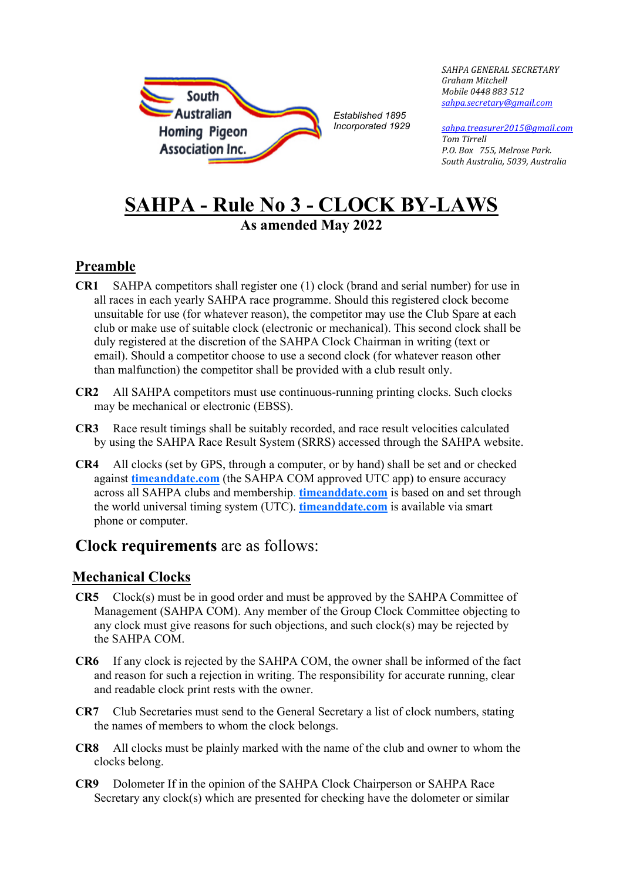South Australian Homing Pigeon Association Inc.

*Established 1895*
*Incorporated 1929*

*SAHPA GENERAL SECRETARY*
*Graham Mitchell*
*Mobile 0448 883 512*
*sahpa.secretary@gmail.com*

*sahpa.treasurer2015@gmail.com*
*Tom Tirrell*
*P.O. Box 755, Melrose Park.*
*South Australia, 5039, Australia*

# SAHPA - Rule No 3 - CLOCK BY-LAWS

**As amended May 2022**

## Preamble

**CR1** SAHPA competitors shall register one (1) clock (brand and serial number) for use in all races in each yearly SAHPA race programme. Should this registered clock become unsuitable for use (for whatever reason), the competitor may use the Club Spare at each club or make use of suitable clock (electronic or mechanical). This second clock shall be duly registered at the discretion of the SAHPA Clock Chairman in writing (text or email). Should a competitor choose to use a second clock (for whatever reason other than malfunction) the competitor shall be provided with a club result only.

**CR2** All SAHPA competitors must use continuous-running printing clocks. Such clocks may be mechanical or electronic (EBSS).

**CR3** Race result timings shall be suitably recorded, and race result velocities calculated by using the SAHPA Race Result System (SRRS) accessed through the SAHPA website.

**CR4** All clocks (set by GPS, through a computer, or by hand) shall be set and or checked against **timeanddate.com** (the SAHPA COM approved UTC app) to ensure accuracy across all SAHPA clubs and membership. **timeanddate.com** is based on and set through the world universal timing system (UTC). **timeanddate.com** is available via smart phone or computer.

## **Clock requirements** are as follows:

## Mechanical Clocks

**CR5** Clock(s) must be in good order and must be approved by the SAHPA Committee of Management (SAHPA COM). Any member of the Group Clock Committee objecting to any clock must give reasons for such objections, and such clock(s) may be rejected by the SAHPA COM.

**CR6** If any clock is rejected by the SAHPA COM, the owner shall be informed of the fact and reason for such a rejection in writing. The responsibility for accurate running, clear and readable clock print rests with the owner.

**CR7** Club Secretaries must send to the General Secretary a list of clock numbers, stating the names of members to whom the clock belongs.

**CR8** All clocks must be plainly marked with the name of the club and owner to whom the clocks belong.

**CR9** Dolometer If in the opinion of the SAHPA Clock Chairperson or SAHPA Race Secretary any clock(s) which are presented for checking have the dolometer or similar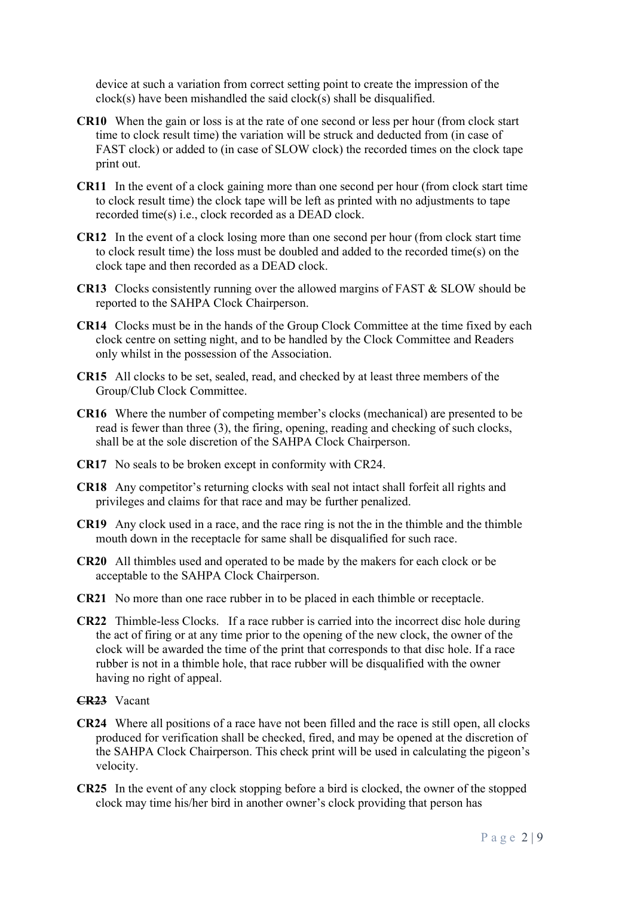device at such a variation from correct setting point to create the impression of the clock(s) have been mishandled the said clock(s) shall be disqualified.

**CR10** When the gain or loss is at the rate of one second or less per hour (from clock start time to clock result time) the variation will be struck and deducted from (in case of FAST clock) or added to (in case of SLOW clock) the recorded times on the clock tape print out.

**CR11** In the event of a clock gaining more than one second per hour (from clock start time to clock result time) the clock tape will be left as printed with no adjustments to tape recorded time(s) i.e., clock recorded as a DEAD clock.

**CR12** In the event of a clock losing more than one second per hour (from clock start time to clock result time) the loss must be doubled and added to the recorded time(s) on the clock tape and then recorded as a DEAD clock.

**CR13** Clocks consistently running over the allowed margins of FAST & SLOW should be reported to the SAHPA Clock Chairperson.

**CR14** Clocks must be in the hands of the Group Clock Committee at the time fixed by each clock centre on setting night, and to be handled by the Clock Committee and Readers only whilst in the possession of the Association.

**CR15** All clocks to be set, sealed, read, and checked by at least three members of the Group/Club Clock Committee.

**CR16** Where the number of competing member's clocks (mechanical) are presented to be read is fewer than three (3), the firing, opening, reading and checking of such clocks, shall be at the sole discretion of the SAHPA Clock Chairperson.

**CR17** No seals to be broken except in conformity with CR24.

**CR18** Any competitor's returning clocks with seal not intact shall forfeit all rights and privileges and claims for that race and may be further penalized.

**CR19** Any clock used in a race, and the race ring is not the in the thimble and the thimble mouth down in the receptacle for same shall be disqualified for such race.

**CR20** All thimbles used and operated to be made by the makers for each clock or be acceptable to the SAHPA Clock Chairperson.

**CR21** No more than one race rubber in to be placed in each thimble or receptacle.

**CR22** Thimble-less Clocks. If a race rubber is carried into the incorrect disc hole during the act of firing or at any time prior to the opening of the new clock, the owner of the clock will be awarded the time of the print that corresponds to that disc hole. If a race rubber is not in a thimble hole, that race rubber will be disqualified with the owner having no right of appeal.

~~**CR23**~~ Vacant

**CR24** Where all positions of a race have not been filled and the race is still open, all clocks produced for verification shall be checked, fired, and may be opened at the discretion of the SAHPA Clock Chairperson. This check print will be used in calculating the pigeon's velocity.

**CR25** In the event of any clock stopping before a bird is clocked, the owner of the stopped clock may time his/her bird in another owner's clock providing that person has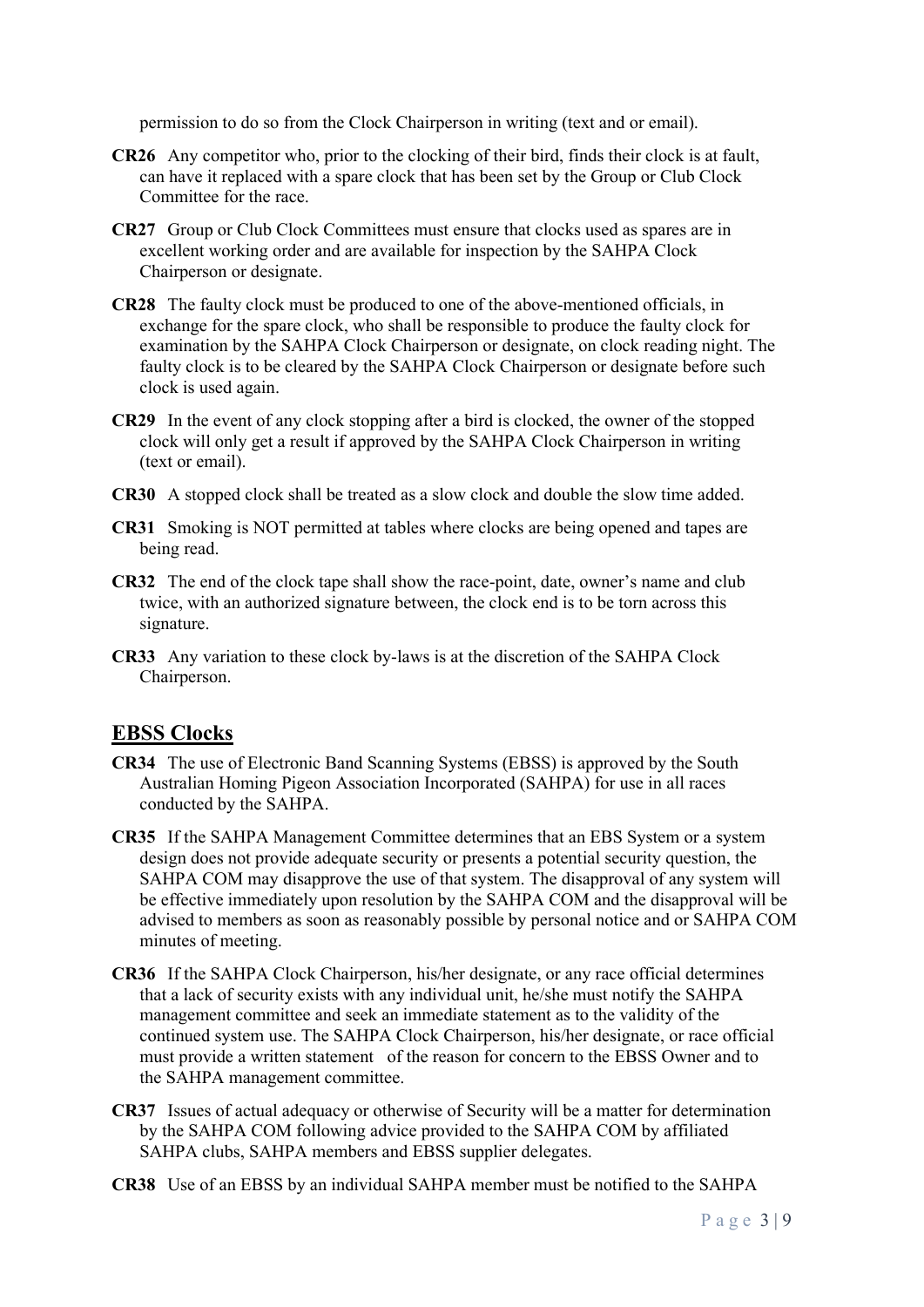permission to do so from the Clock Chairperson in writing (text and or email).

**CR26** Any competitor who, prior to the clocking of their bird, finds their clock is at fault, can have it replaced with a spare clock that has been set by the Group or Club Clock Committee for the race.

**CR27** Group or Club Clock Committees must ensure that clocks used as spares are in excellent working order and are available for inspection by the SAHPA Clock Chairperson or designate.

**CR28** The faulty clock must be produced to one of the above-mentioned officials, in exchange for the spare clock, who shall be responsible to produce the faulty clock for examination by the SAHPA Clock Chairperson or designate, on clock reading night. The faulty clock is to be cleared by the SAHPA Clock Chairperson or designate before such clock is used again.

**CR29** In the event of any clock stopping after a bird is clocked, the owner of the stopped clock will only get a result if approved by the SAHPA Clock Chairperson in writing (text or email).

**CR30** A stopped clock shall be treated as a slow clock and double the slow time added.

**CR31** Smoking is NOT permitted at tables where clocks are being opened and tapes are being read.

**CR32** The end of the clock tape shall show the race-point, date, owner's name and club twice, with an authorized signature between, the clock end is to be torn across this signature.

**CR33** Any variation to these clock by-laws is at the discretion of the SAHPA Clock Chairperson.

## EBSS Clocks

**CR34** The use of Electronic Band Scanning Systems (EBSS) is approved by the South Australian Homing Pigeon Association Incorporated (SAHPA) for use in all races conducted by the SAHPA.

**CR35** If the SAHPA Management Committee determines that an EBS System or a system design does not provide adequate security or presents a potential security question, the SAHPA COM may disapprove the use of that system. The disapproval of any system will be effective immediately upon resolution by the SAHPA COM and the disapproval will be advised to members as soon as reasonably possible by personal notice and or SAHPA COM minutes of meeting.

**CR36** If the SAHPA Clock Chairperson, his/her designate, or any race official determines that a lack of security exists with any individual unit, he/she must notify the SAHPA management committee and seek an immediate statement as to the validity of the continued system use. The SAHPA Clock Chairperson, his/her designate, or race official must provide a written statement of the reason for concern to the EBSS Owner and to the SAHPA management committee.

**CR37** Issues of actual adequacy or otherwise of Security will be a matter for determination by the SAHPA COM following advice provided to the SAHPA COM by affiliated SAHPA clubs, SAHPA members and EBSS supplier delegates.

**CR38** Use of an EBSS by an individual SAHPA member must be notified to the SAHPA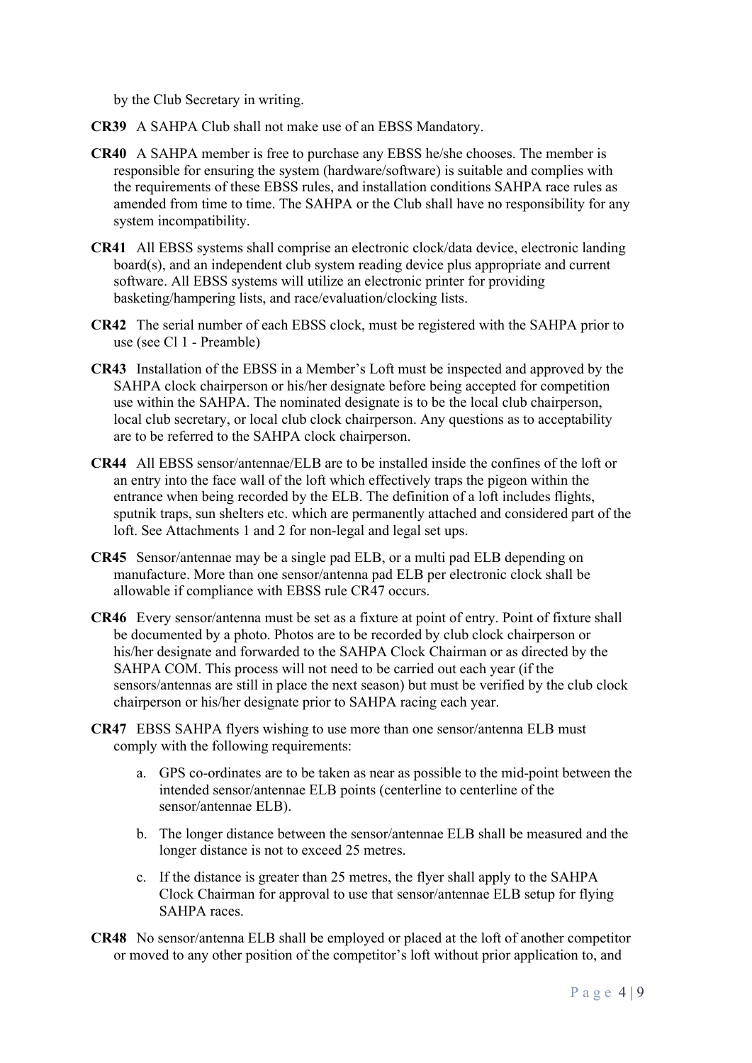by the Club Secretary in writing.

**CR39** A SAHPA Club shall not make use of an EBSS Mandatory.

**CR40** A SAHPA member is free to purchase any EBSS he/she chooses. The member is responsible for ensuring the system (hardware/software) is suitable and complies with the requirements of these EBSS rules, and installation conditions SAHPA race rules as amended from time to time. The SAHPA or the Club shall have no responsibility for any system incompatibility.

**CR41** All EBSS systems shall comprise an electronic clock/data device, electronic landing board(s), and an independent club system reading device plus appropriate and current software. All EBSS systems will utilize an electronic printer for providing basketing/hampering lists, and race/evaluation/clocking lists.

**CR42** The serial number of each EBSS clock, must be registered with the SAHPA prior to use (see Cl 1 - Preamble)

**CR43** Installation of the EBSS in a Member's Loft must be inspected and approved by the SAHPA clock chairperson or his/her designate before being accepted for competition use within the SAHPA. The nominated designate is to be the local club chairperson, local club secretary, or local club clock chairperson. Any questions as to acceptability are to be referred to the SAHPA clock chairperson.

**CR44** All EBSS sensor/antennae/ELB are to be installed inside the confines of the loft or an entry into the face wall of the loft which effectively traps the pigeon within the entrance when being recorded by the ELB. The definition of a loft includes flights, sputnik traps, sun shelters etc. which are permanently attached and considered part of the loft. See Attachments 1 and 2 for non-legal and legal set ups.

**CR45** Sensor/antennae may be a single pad ELB, or a multi pad ELB depending on manufacture. More than one sensor/antenna pad ELB per electronic clock shall be allowable if compliance with EBSS rule CR47 occurs.

**CR46** Every sensor/antenna must be set as a fixture at point of entry. Point of fixture shall be documented by a photo. Photos are to be recorded by club clock chairperson or his/her designate and forwarded to the SAHPA Clock Chairman or as directed by the SAHPA COM. This process will not need to be carried out each year (if the sensors/antennas are still in place the next season) but must be verified by the club clock chairperson or his/her designate prior to SAHPA racing each year.

**CR47** EBSS SAHPA flyers wishing to use more than one sensor/antenna ELB must comply with the following requirements:

a. GPS co-ordinates are to be taken as near as possible to the mid-point between the intended sensor/antennae ELB points (centerline to centerline of the sensor/antennae ELB).

b. The longer distance between the sensor/antennae ELB shall be measured and the longer distance is not to exceed 25 metres.

c. If the distance is greater than 25 metres, the flyer shall apply to the SAHPA Clock Chairman for approval to use that sensor/antennae ELB setup for flying SAHPA races.

**CR48** No sensor/antenna ELB shall be employed or placed at the loft of another competitor or moved to any other position of the competitor's loft without prior application to, and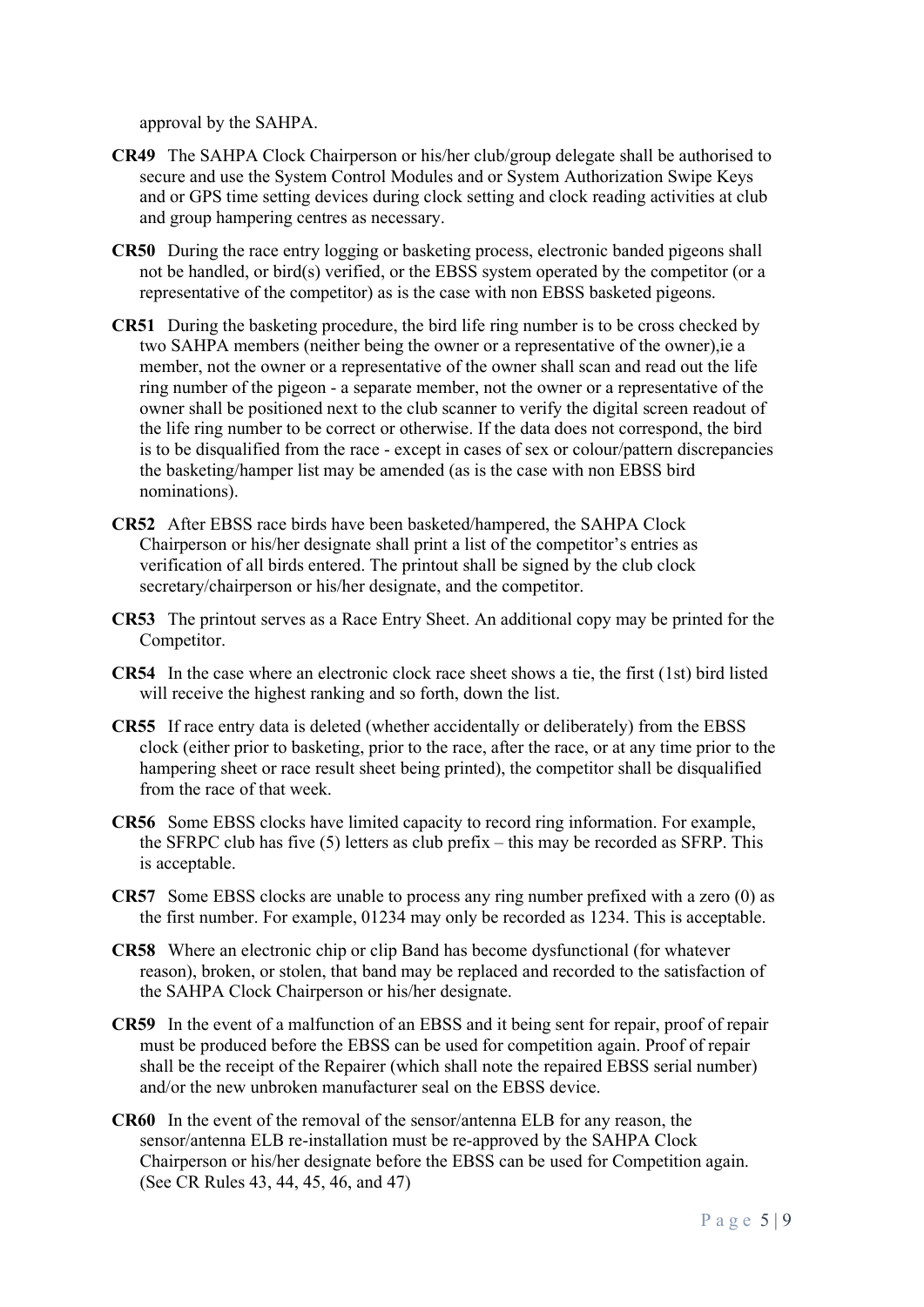approval by the SAHPA.

**CR49** The SAHPA Clock Chairperson or his/her club/group delegate shall be authorised to secure and use the System Control Modules and or System Authorization Swipe Keys and or GPS time setting devices during clock setting and clock reading activities at club and group hampering centres as necessary.

**CR50** During the race entry logging or basketing process, electronic banded pigeons shall not be handled, or bird(s) verified, or the EBSS system operated by the competitor (or a representative of the competitor) as is the case with non EBSS basketed pigeons.

**CR51** During the basketing procedure, the bird life ring number is to be cross checked by two SAHPA members (neither being the owner or a representative of the owner),ie a member, not the owner or a representative of the owner shall scan and read out the life ring number of the pigeon - a separate member, not the owner or a representative of the owner shall be positioned next to the club scanner to verify the digital screen readout of the life ring number to be correct or otherwise. If the data does not correspond, the bird is to be disqualified from the race - except in cases of sex or colour/pattern discrepancies the basketing/hamper list may be amended (as is the case with non EBSS bird nominations).

**CR52** After EBSS race birds have been basketed/hampered, the SAHPA Clock Chairperson or his/her designate shall print a list of the competitor's entries as verification of all birds entered. The printout shall be signed by the club clock secretary/chairperson or his/her designate, and the competitor.

**CR53** The printout serves as a Race Entry Sheet. An additional copy may be printed for the Competitor.

**CR54** In the case where an electronic clock race sheet shows a tie, the first (1st) bird listed will receive the highest ranking and so forth, down the list.

**CR55** If race entry data is deleted (whether accidentally or deliberately) from the EBSS clock (either prior to basketing, prior to the race, after the race, or at any time prior to the hampering sheet or race result sheet being printed), the competitor shall be disqualified from the race of that week.

**CR56** Some EBSS clocks have limited capacity to record ring information. For example, the SFRPC club has five (5) letters as club prefix – this may be recorded as SFRP. This is acceptable.

**CR57** Some EBSS clocks are unable to process any ring number prefixed with a zero (0) as the first number. For example, 01234 may only be recorded as 1234. This is acceptable.

**CR58** Where an electronic chip or clip Band has become dysfunctional (for whatever reason), broken, or stolen, that band may be replaced and recorded to the satisfaction of the SAHPA Clock Chairperson or his/her designate.

**CR59** In the event of a malfunction of an EBSS and it being sent for repair, proof of repair must be produced before the EBSS can be used for competition again. Proof of repair shall be the receipt of the Repairer (which shall note the repaired EBSS serial number) and/or the new unbroken manufacturer seal on the EBSS device.

**CR60** In the event of the removal of the sensor/antenna ELB for any reason, the sensor/antenna ELB re-installation must be re-approved by the SAHPA Clock Chairperson or his/her designate before the EBSS can be used for Competition again. (See CR Rules 43, 44, 45, 46, and 47)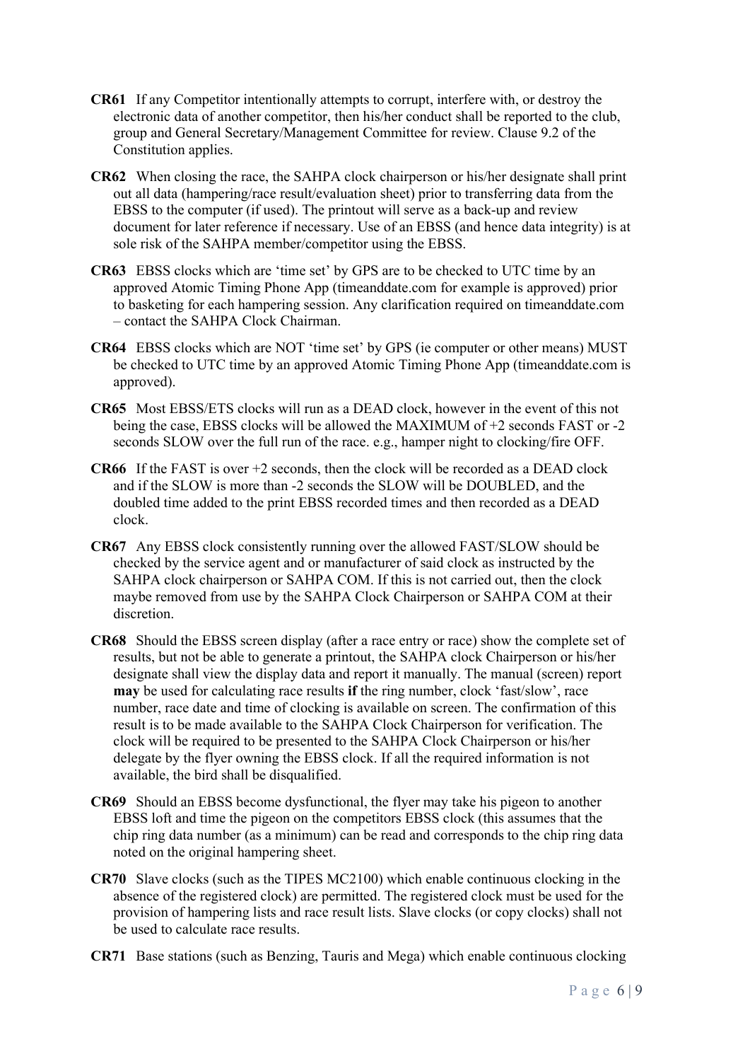**CR61** If any Competitor intentionally attempts to corrupt, interfere with, or destroy the electronic data of another competitor, then his/her conduct shall be reported to the club, group and General Secretary/Management Committee for review. Clause 9.2 of the Constitution applies.

**CR62** When closing the race, the SAHPA clock chairperson or his/her designate shall print out all data (hampering/race result/evaluation sheet) prior to transferring data from the EBSS to the computer (if used). The printout will serve as a back-up and review document for later reference if necessary. Use of an EBSS (and hence data integrity) is at sole risk of the SAHPA member/competitor using the EBSS.

**CR63** EBSS clocks which are 'time set' by GPS are to be checked to UTC time by an approved Atomic Timing Phone App (timeanddate.com for example is approved) prior to basketing for each hampering session. Any clarification required on timeanddate.com – contact the SAHPA Clock Chairman.

**CR64** EBSS clocks which are NOT 'time set' by GPS (ie computer or other means) MUST be checked to UTC time by an approved Atomic Timing Phone App (timeanddate.com is approved).

**CR65** Most EBSS/ETS clocks will run as a DEAD clock, however in the event of this not being the case, EBSS clocks will be allowed the MAXIMUM of +2 seconds FAST or -2 seconds SLOW over the full run of the race. e.g., hamper night to clocking/fire OFF.

**CR66** If the FAST is over +2 seconds, then the clock will be recorded as a DEAD clock and if the SLOW is more than -2 seconds the SLOW will be DOUBLED, and the doubled time added to the print EBSS recorded times and then recorded as a DEAD clock.

**CR67** Any EBSS clock consistently running over the allowed FAST/SLOW should be checked by the service agent and or manufacturer of said clock as instructed by the SAHPA clock chairperson or SAHPA COM. If this is not carried out, then the clock maybe removed from use by the SAHPA Clock Chairperson or SAHPA COM at their discretion.

**CR68** Should the EBSS screen display (after a race entry or race) show the complete set of results, but not be able to generate a printout, the SAHPA clock Chairperson or his/her designate shall view the display data and report it manually. The manual (screen) report **may** be used for calculating race results **if** the ring number, clock 'fast/slow', race number, race date and time of clocking is available on screen. The confirmation of this result is to be made available to the SAHPA Clock Chairperson for verification. The clock will be required to be presented to the SAHPA Clock Chairperson or his/her delegate by the flyer owning the EBSS clock. If all the required information is not available, the bird shall be disqualified.

**CR69** Should an EBSS become dysfunctional, the flyer may take his pigeon to another EBSS loft and time the pigeon on the competitors EBSS clock (this assumes that the chip ring data number (as a minimum) can be read and corresponds to the chip ring data noted on the original hampering sheet.

**CR70** Slave clocks (such as the TIPES MC2100) which enable continuous clocking in the absence of the registered clock) are permitted. The registered clock must be used for the provision of hampering lists and race result lists. Slave clocks (or copy clocks) shall not be used to calculate race results.

**CR71** Base stations (such as Benzing, Tauris and Mega) which enable continuous clocking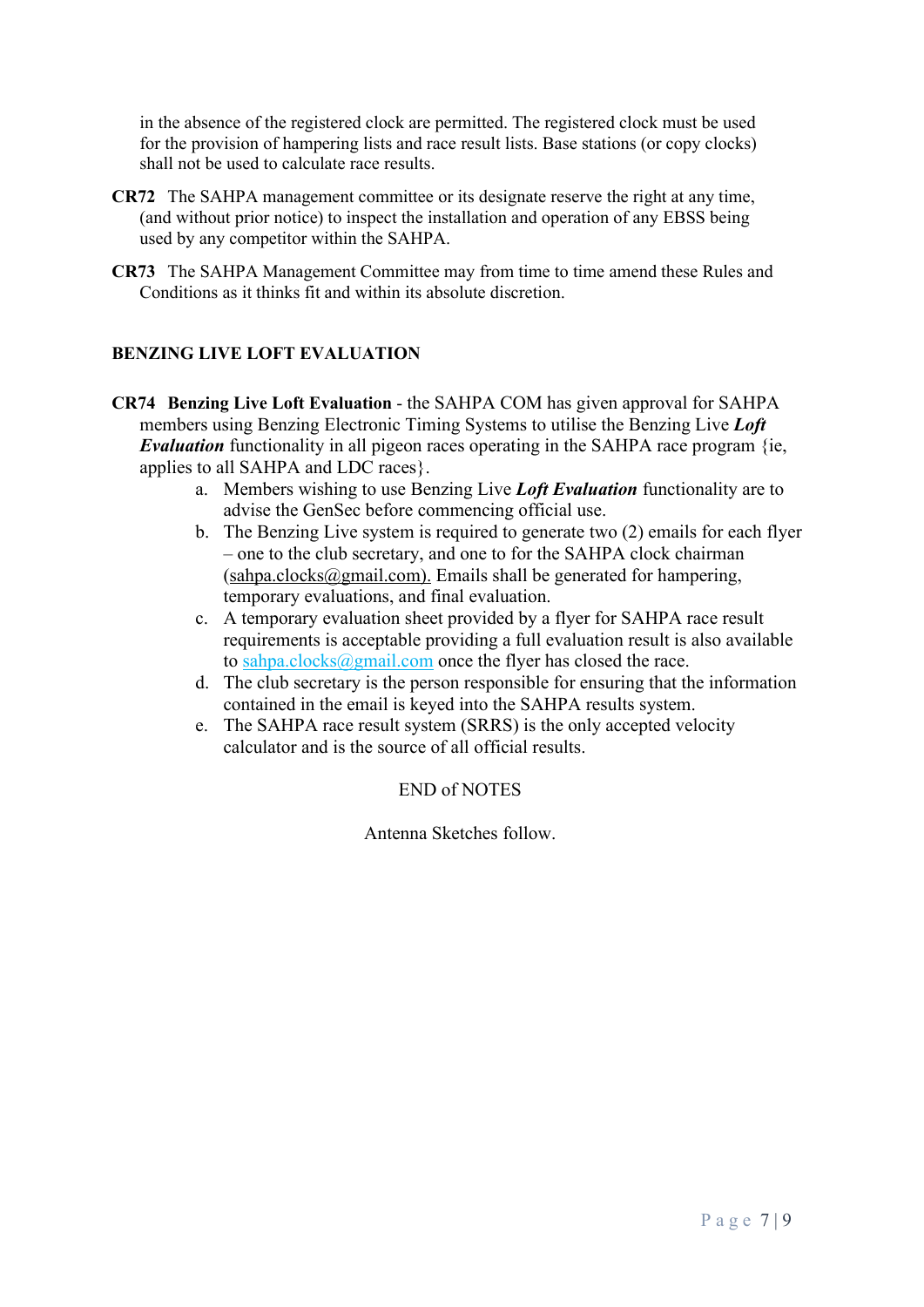in the absence of the registered clock are permitted. The registered clock must be used for the provision of hampering lists and race result lists. Base stations (or copy clocks) shall not be used to calculate race results.

**CR72** The SAHPA management committee or its designate reserve the right at any time, (and without prior notice) to inspect the installation and operation of any EBSS being used by any competitor within the SAHPA.

**CR73** The SAHPA Management Committee may from time to time amend these Rules and Conditions as it thinks fit and within its absolute discretion.

**BENZING LIVE LOFT EVALUATION**

**CR74 Benzing Live Loft Evaluation** - the SAHPA COM has given approval for SAHPA members using Benzing Electronic Timing Systems to utilise the Benzing Live ***Loft Evaluation*** functionality in all pigeon races operating in the SAHPA race program {ie, applies to all SAHPA and LDC races}.

a. Members wishing to use Benzing Live ***Loft Evaluation*** functionality are to advise the GenSec before commencing official use.
b. The Benzing Live system is required to generate two (2) emails for each flyer – one to the club secretary, and one to for the SAHPA clock chairman (sahpa.clocks@gmail.com). Emails shall be generated for hampering, temporary evaluations, and final evaluation.
c. A temporary evaluation sheet provided by a flyer for SAHPA race result requirements is acceptable providing a full evaluation result is also available to sahpa.clocks@gmail.com once the flyer has closed the race.
d. The club secretary is the person responsible for ensuring that the information contained in the email is keyed into the SAHPA results system.
e. The SAHPA race result system (SRRS) is the only accepted velocity calculator and is the source of all official results.

END of NOTES

Antenna Sketches follow.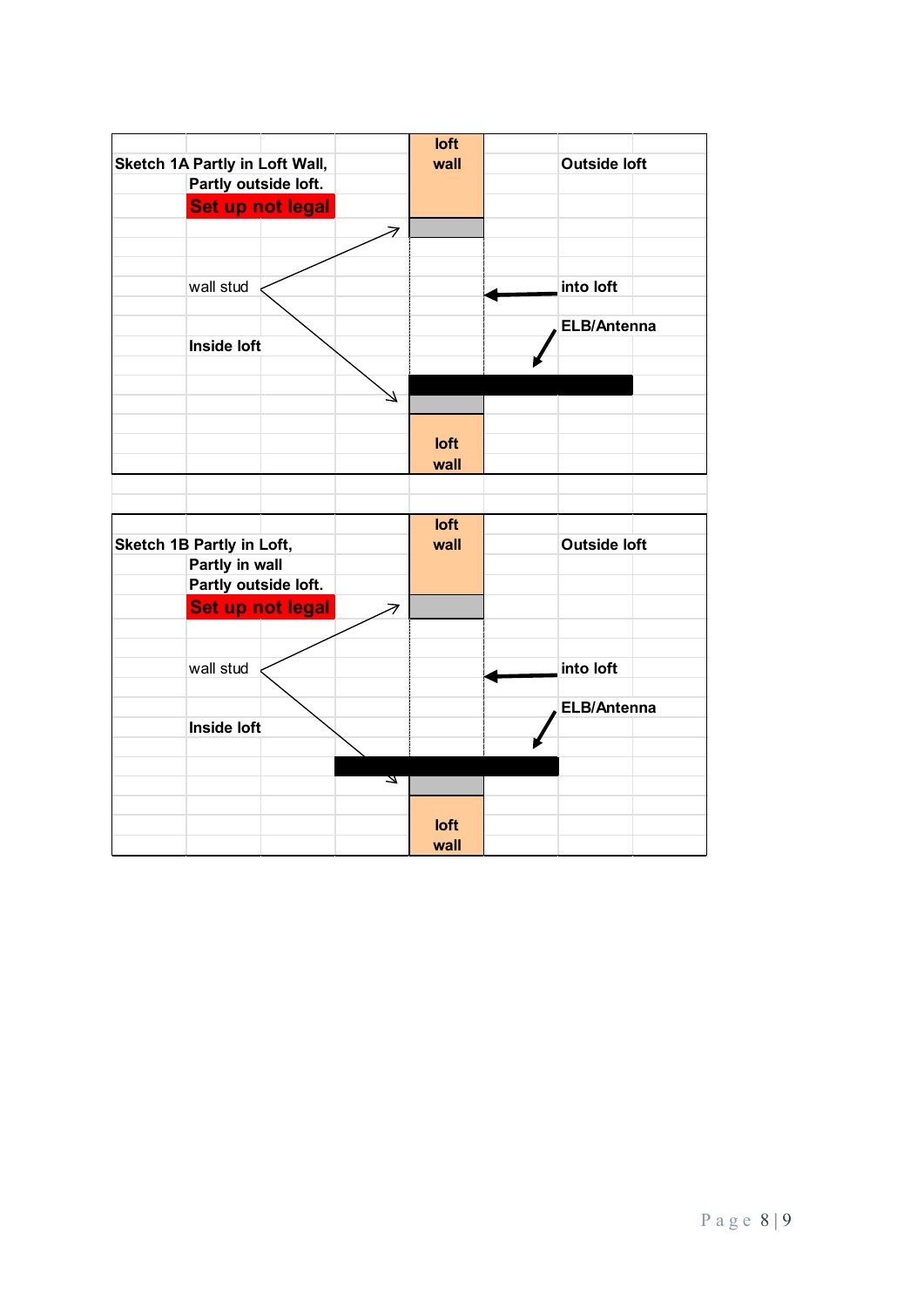**Sketch 1A Partly in Loft Wall,**
**Partly outside loft.**
**Set up not legal**

loft wall

Outside loft

wall stud

into loft

ELB/Antenna

Inside loft

loft wall

**Sketch 1B Partly in Loft,**
**Partly in wall**
**Partly outside loft.**
**Set up not legal**

loft wall

Outside loft

wall stud

into loft

ELB/Antenna

Inside loft

loft wall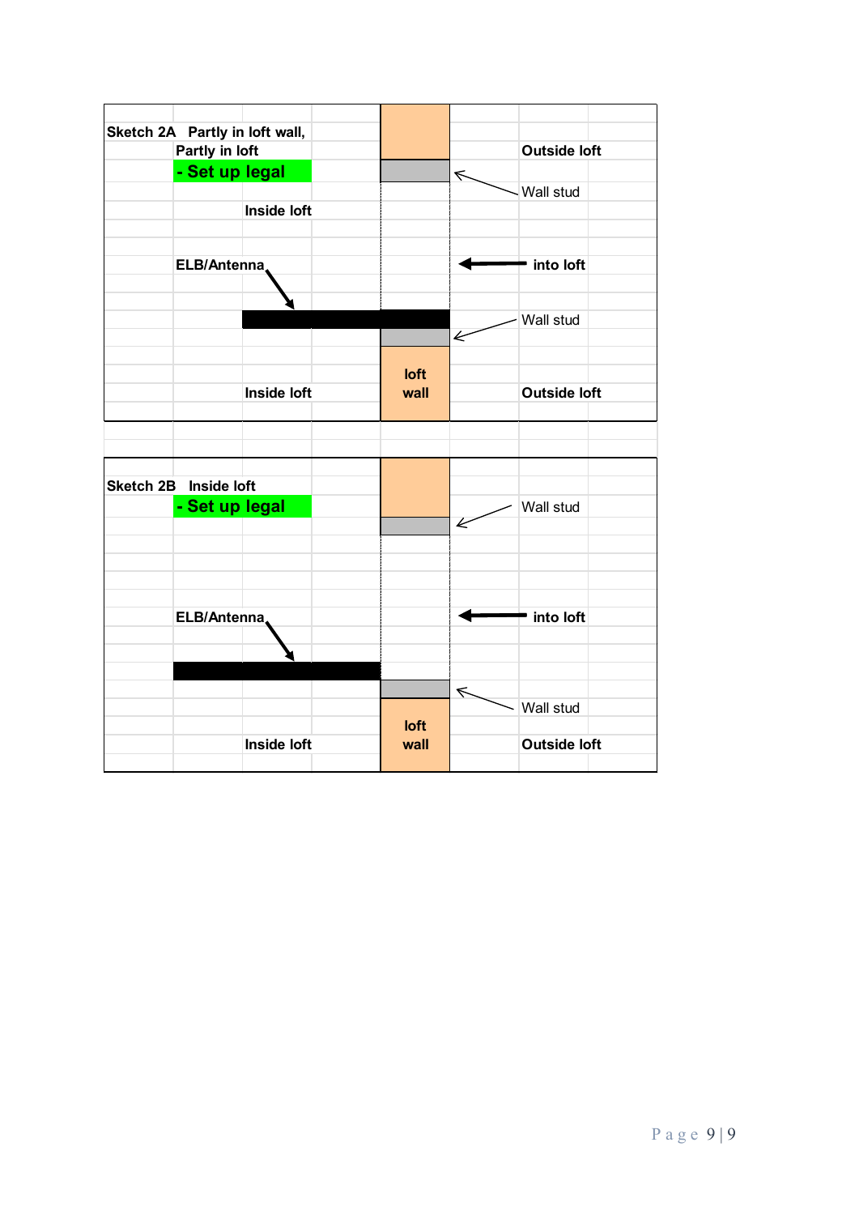**Sketch 2A** **Partly in loft wall,**
**Partly in loft**

**- Set up legal**

**Outside loft**

Wall stud

**Inside loft**

**ELB/Antenna**

**into loft**

Wall stud

**loft wall**

**Inside loft**

**Outside loft**

**Sketch 2B** **Inside loft**

**- Set up legal**

Wall stud

**ELB/Antenna**

**into loft**

Wall stud

**loft wall**

**Inside loft**

**Outside loft**